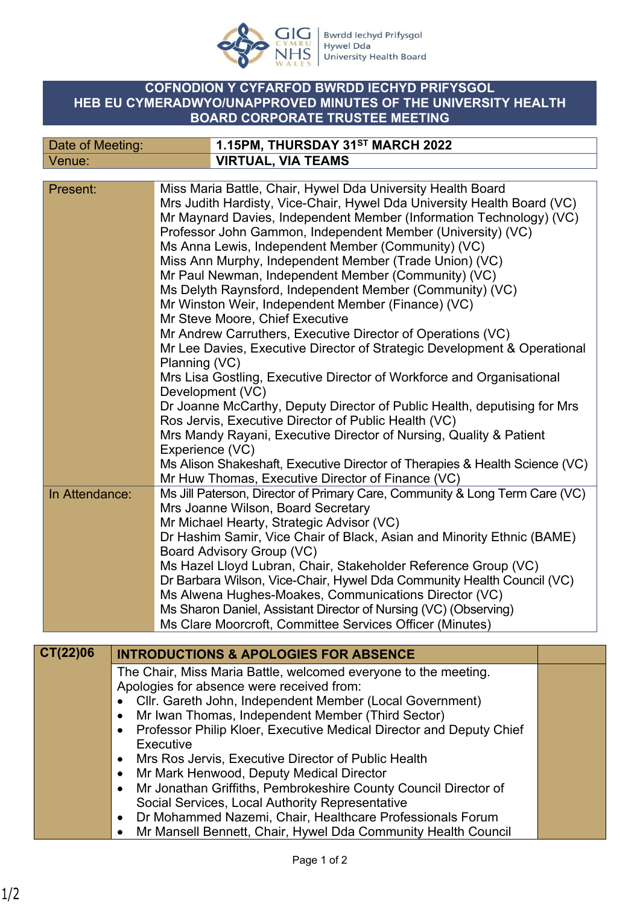Bwrdd Iechyd Prifysgol Hywel Dda University Health Board

# COFNODION Y CYFARFOD BWRDD IECHYD PRIFYSGOL HEB EU CYMERADWYO/UNAPPROVED MINUTES OF THE UNIVERSITY HEALTH BOARD CORPORATE TRUSTEE MEETING

| Date of Meeting: | **1.15PM, THURSDAY 31ST MARCH 2022** |
|---|---|
| Venue: | **VIRTUAL, VIA TEAMS** |

| | |
|---|---|
| Present: | Miss Maria Battle, Chair, Hywel Dda University Health Board<br>Mrs Judith Hardisty, Vice-Chair, Hywel Dda University Health Board (VC)<br>Mr Maynard Davies, Independent Member (Information Technology) (VC)<br>Professor John Gammon, Independent Member (University) (VC)<br>Ms Anna Lewis, Independent Member (Community) (VC)<br>Miss Ann Murphy, Independent Member (Trade Union) (VC)<br>Mr Paul Newman, Independent Member (Community) (VC)<br>Ms Delyth Raynsford, Independent Member (Community) (VC)<br>Mr Winston Weir, Independent Member (Finance) (VC)<br>Mr Steve Moore, Chief Executive<br>Mr Andrew Carruthers, Executive Director of Operations (VC)<br>Mr Lee Davies, Executive Director of Strategic Development & Operational Planning (VC)<br>Mrs Lisa Gostling, Executive Director of Workforce and Organisational Development (VC)<br>Dr Joanne McCarthy, Deputy Director of Public Health, deputising for Mrs Ros Jervis, Executive Director of Public Health (VC)<br>Mrs Mandy Rayani, Executive Director of Nursing, Quality & Patient Experience (VC)<br>Ms Alison Shakeshaft, Executive Director of Therapies & Health Science (VC)<br>Mr Huw Thomas, Executive Director of Finance (VC) |
| In Attendance: | Ms Jill Paterson, Director of Primary Care, Community & Long Term Care (VC)<br>Mrs Joanne Wilson, Board Secretary<br>Mr Michael Hearty, Strategic Advisor (VC)<br>Dr Hashim Samir, Vice Chair of Black, Asian and Minority Ethnic (BAME) Board Advisory Group (VC)<br>Ms Hazel Lloyd Lubran, Chair, Stakeholder Reference Group (VC)<br>Dr Barbara Wilson, Vice-Chair, Hywel Dda Community Health Council (VC)<br>Ms Alwena Hughes-Moakes, Communications Director (VC)<br>Ms Sharon Daniel, Assistant Director of Nursing (VC) (Observing)<br>Ms Clare Moorcroft, Committee Services Officer (Minutes) |

| **CT(22)06** | **INTRODUCTIONS & APOLOGIES FOR ABSENCE** | |
|---|---|---|
| | The Chair, Miss Maria Battle, welcomed everyone to the meeting.<br>Apologies for absence were received from:<br>• Cllr. Gareth John, Independent Member (Local Government)<br>• Mr Iwan Thomas, Independent Member (Third Sector)<br>• Professor Philip Kloer, Executive Medical Director and Deputy Chief Executive<br>• Mrs Ros Jervis, Executive Director of Public Health<br>• Mr Mark Henwood, Deputy Medical Director<br>• Mr Jonathan Griffiths, Pembrokeshire County Council Director of Social Services, Local Authority Representative<br>• Dr Mohammed Nazemi, Chair, Healthcare Professionals Forum<br>• Mr Mansell Bennett, Chair, Hywel Dda Community Health Council | |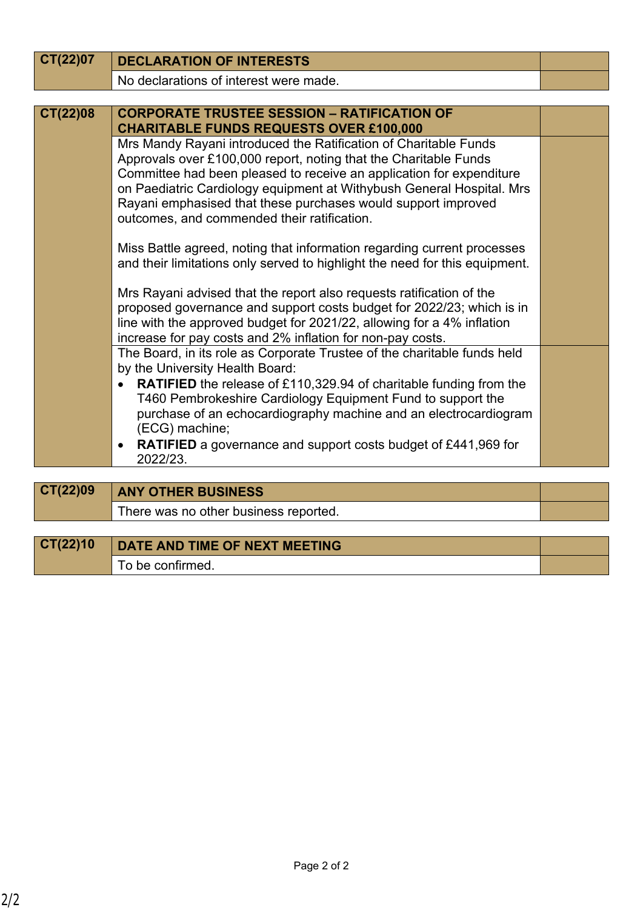| | | |
|---|---|---|
| **CT(22)07** | **DECLARATION OF INTERESTS** | |
| | No declarations of interest were made. | |

| | | |
|---|---|---|
| **CT(22)08** | **CORPORATE TRUSTEE SESSION – RATIFICATION OF CHARITABLE FUNDS REQUESTS OVER £100,000** | |
| | Mrs Mandy Rayani introduced the Ratification of Charitable Funds Approvals over £100,000 report, noting that the Charitable Funds Committee had been pleased to receive an application for expenditure on Paediatric Cardiology equipment at Withybush General Hospital. Mrs Rayani emphasised that these purchases would support improved outcomes, and commended their ratification.<br><br>Miss Battle agreed, noting that information regarding current processes and their limitations only served to highlight the need for this equipment.<br><br>Mrs Rayani advised that the report also requests ratification of the proposed governance and support costs budget for 2022/23; which is in line with the approved budget for 2021/22, allowing for a 4% inflation increase for pay costs and 2% inflation for non-pay costs. | |
| | The Board, in its role as Corporate Trustee of the charitable funds held by the University Health Board:<br>• **RATIFIED** the release of £110,329.94 of charitable funding from the T460 Pembrokeshire Cardiology Equipment Fund to support the purchase of an echocardiography machine and an electrocardiogram (ECG) machine;<br>• **RATIFIED** a governance and support costs budget of £441,969 for 2022/23. | |

| | | |
|---|---|---|
| **CT(22)09** | **ANY OTHER BUSINESS** | |
| | There was no other business reported. | |

| | | |
|---|---|---|
| **CT(22)10** | **DATE AND TIME OF NEXT MEETING** | |
| | To be confirmed. | |